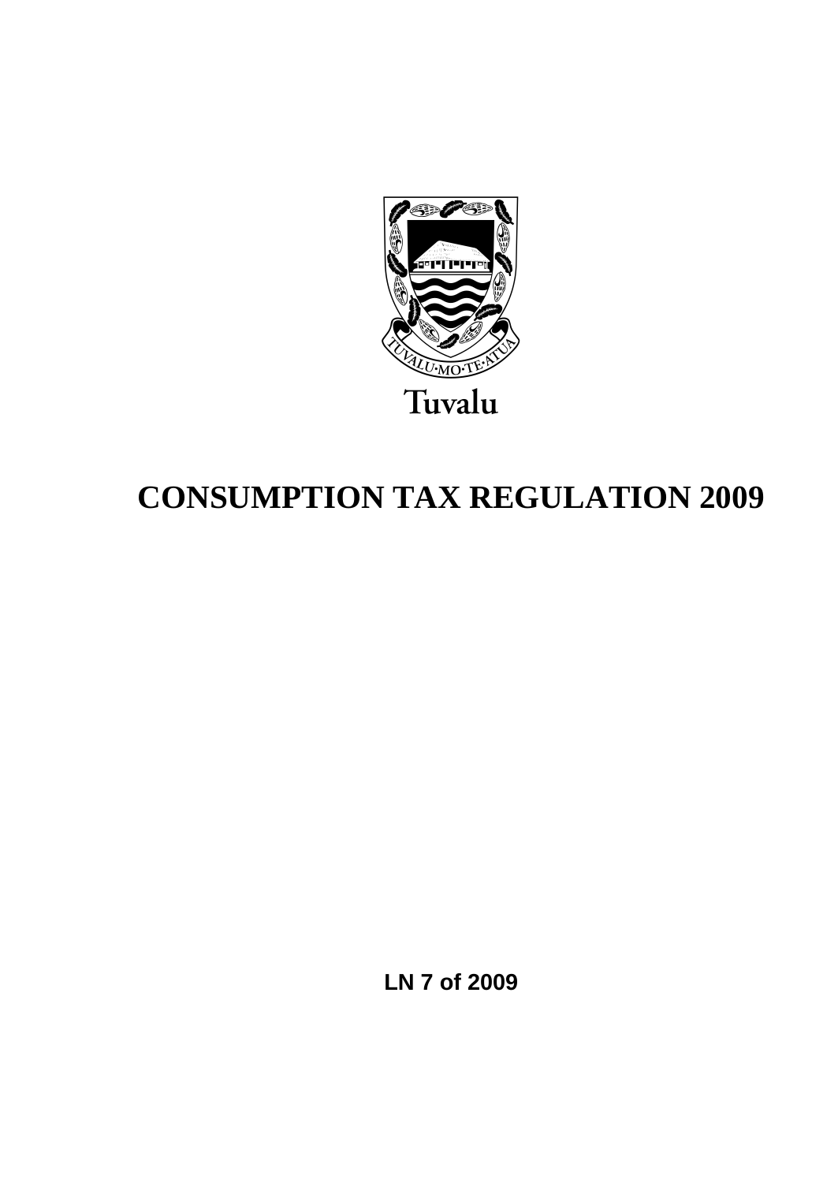Tuvalu

# CONSUMPTION TAX REGULATION 2009

**LN 7 of 2009**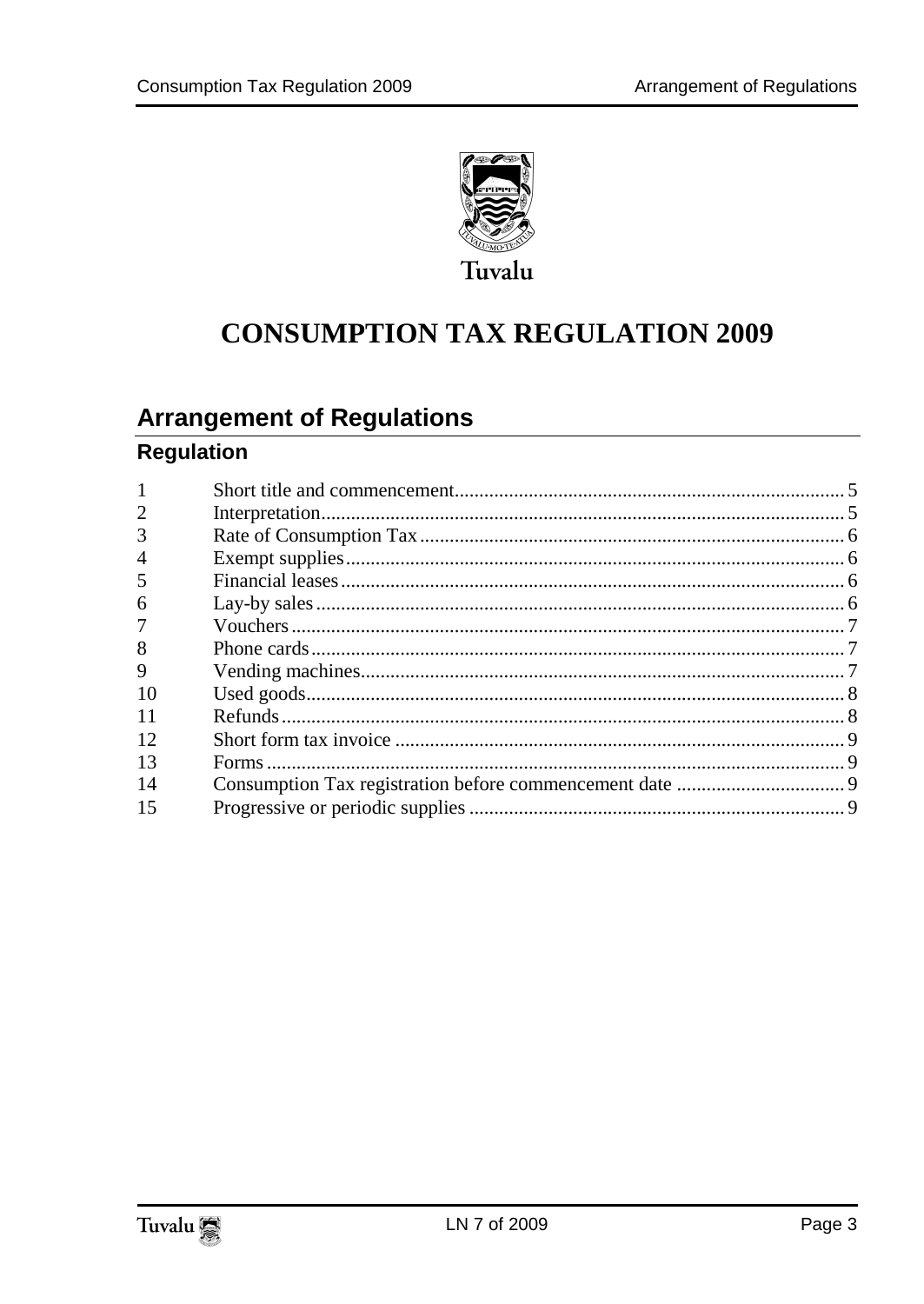Tuvalu

# CONSUMPTION TAX REGULATION 2009

## Arrangement of Regulations

### Regulation

| | | |
|---|---|---|
| 1 | Short title and commencement | 5 |
| 2 | Interpretation | 5 |
| 3 | Rate of Consumption Tax | 6 |
| 4 | Exempt supplies | 6 |
| 5 | Financial leases | 6 |
| 6 | Lay-by sales | 6 |
| 7 | Vouchers | 7 |
| 8 | Phone cards | 7 |
| 9 | Vending machines | 7 |
| 10 | Used goods | 8 |
| 11 | Refunds | 8 |
| 12 | Short form tax invoice | 9 |
| 13 | Forms | 9 |
| 14 | Consumption Tax registration before commencement date | 9 |
| 15 | Progressive or periodic supplies | 9 |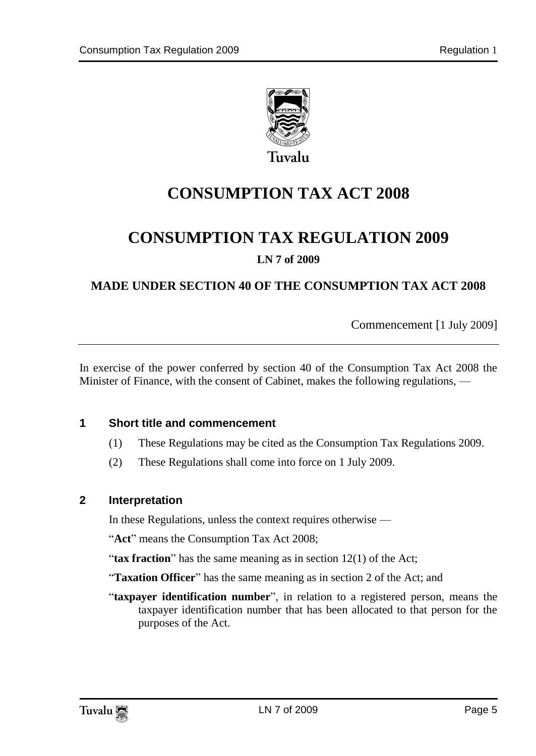Tuvalu

# CONSUMPTION TAX ACT 2008

# CONSUMPTION TAX REGULATION 2009

**LN 7 of 2009**

**MADE UNDER SECTION 40 OF THE CONSUMPTION TAX ACT 2008**

Commencement [1 July 2009]

In exercise of the power conferred by section 40 of the Consumption Tax Act 2008 the Minister of Finance, with the consent of Cabinet, makes the following regulations, —

### 1 Short title and commencement

(1) These Regulations may be cited as the Consumption Tax Regulations 2009.

(2) These Regulations shall come into force on 1 July 2009.

### 2 Interpretation

In these Regulations, unless the context requires otherwise —

"**Act**" means the Consumption Tax Act 2008;

"**tax fraction**" has the same meaning as in section 12(1) of the Act;

"**Taxation Officer**" has the same meaning as in section 2 of the Act; and

"**taxpayer identification number**", in relation to a registered person, means the taxpayer identification number that has been allocated to that person for the purposes of the Act.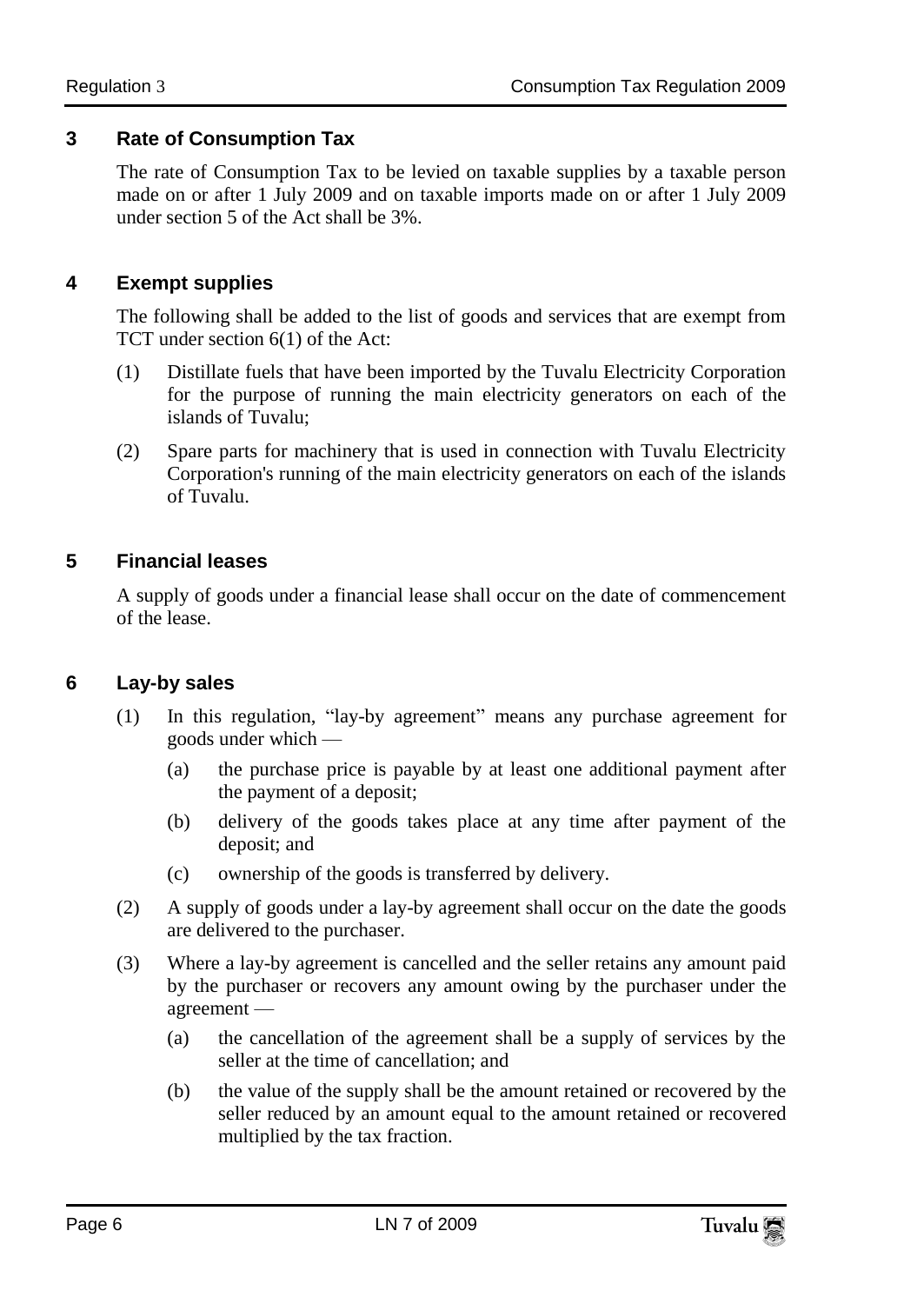## 3 Rate of Consumption Tax

The rate of Consumption Tax to be levied on taxable supplies by a taxable person made on or after 1 July 2009 and on taxable imports made on or after 1 July 2009 under section 5 of the Act shall be 3%.

## 4 Exempt supplies

The following shall be added to the list of goods and services that are exempt from TCT under section 6(1) of the Act:

(1) Distillate fuels that have been imported by the Tuvalu Electricity Corporation for the purpose of running the main electricity generators on each of the islands of Tuvalu;

(2) Spare parts for machinery that is used in connection with Tuvalu Electricity Corporation's running of the main electricity generators on each of the islands of Tuvalu.

## 5 Financial leases

A supply of goods under a financial lease shall occur on the date of commencement of the lease.

## 6 Lay-by sales

(1) In this regulation, "lay-by agreement" means any purchase agreement for goods under which —

(a) the purchase price is payable by at least one additional payment after the payment of a deposit;

(b) delivery of the goods takes place at any time after payment of the deposit; and

(c) ownership of the goods is transferred by delivery.

(2) A supply of goods under a lay-by agreement shall occur on the date the goods are delivered to the purchaser.

(3) Where a lay-by agreement is cancelled and the seller retains any amount paid by the purchaser or recovers any amount owing by the purchaser under the agreement —

(a) the cancellation of the agreement shall be a supply of services by the seller at the time of cancellation; and

(b) the value of the supply shall be the amount retained or recovered by the seller reduced by an amount equal to the amount retained or recovered multiplied by the tax fraction.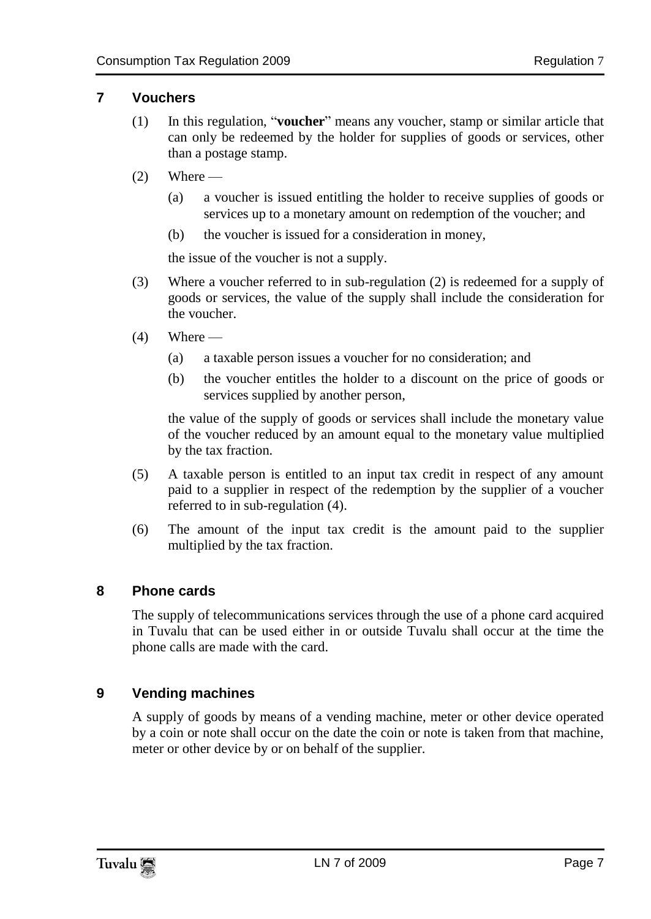## 7 Vouchers

(1) In this regulation, "**voucher**" means any voucher, stamp or similar article that can only be redeemed by the holder for supplies of goods or services, other than a postage stamp.

(2) Where —

(a) a voucher is issued entitling the holder to receive supplies of goods or services up to a monetary amount on redemption of the voucher; and

(b) the voucher is issued for a consideration in money,

the issue of the voucher is not a supply.

(3) Where a voucher referred to in sub-regulation (2) is redeemed for a supply of goods or services, the value of the supply shall include the consideration for the voucher.

(4) Where —

(a) a taxable person issues a voucher for no consideration; and

(b) the voucher entitles the holder to a discount on the price of goods or services supplied by another person,

the value of the supply of goods or services shall include the monetary value of the voucher reduced by an amount equal to the monetary value multiplied by the tax fraction.

(5) A taxable person is entitled to an input tax credit in respect of any amount paid to a supplier in respect of the redemption by the supplier of a voucher referred to in sub-regulation (4).

(6) The amount of the input tax credit is the amount paid to the supplier multiplied by the tax fraction.

## 8 Phone cards

The supply of telecommunications services through the use of a phone card acquired in Tuvalu that can be used either in or outside Tuvalu shall occur at the time the phone calls are made with the card.

## 9 Vending machines

A supply of goods by means of a vending machine, meter or other device operated by a coin or note shall occur on the date the coin or note is taken from that machine, meter or other device by or on behalf of the supplier.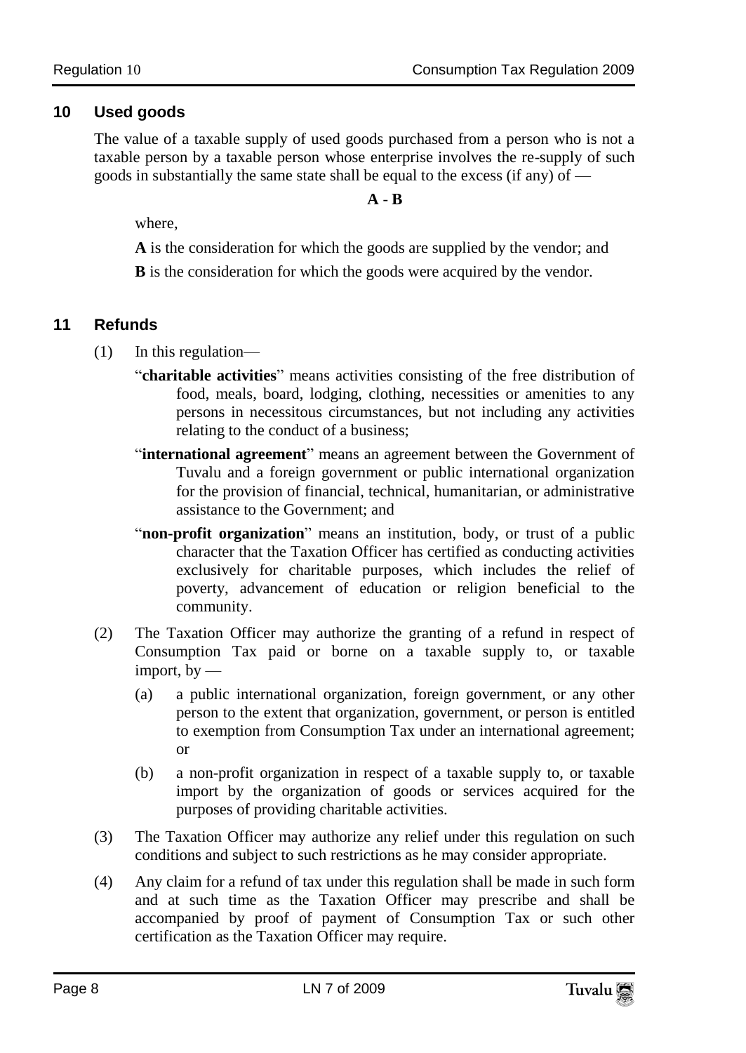## 10 Used goods

The value of a taxable supply of used goods purchased from a person who is not a taxable person by a taxable person whose enterprise involves the re-supply of such goods in substantially the same state shall be equal to the excess (if any) of —

$$\mathbf{A - B}$$

where,

**A** is the consideration for which the goods are supplied by the vendor; and

**B** is the consideration for which the goods were acquired by the vendor.

## 11 Refunds

(1) In this regulation—

"**charitable activities**" means activities consisting of the free distribution of food, meals, board, lodging, clothing, necessities or amenities to any persons in necessitous circumstances, but not including any activities relating to the conduct of a business;

"**international agreement**" means an agreement between the Government of Tuvalu and a foreign government or public international organization for the provision of financial, technical, humanitarian, or administrative assistance to the Government; and

"**non-profit organization**" means an institution, body, or trust of a public character that the Taxation Officer has certified as conducting activities exclusively for charitable purposes, which includes the relief of poverty, advancement of education or religion beneficial to the community.

(2) The Taxation Officer may authorize the granting of a refund in respect of Consumption Tax paid or borne on a taxable supply to, or taxable import, by —

(a) a public international organization, foreign government, or any other person to the extent that organization, government, or person is entitled to exemption from Consumption Tax under an international agreement; or

(b) a non-profit organization in respect of a taxable supply to, or taxable import by the organization of goods or services acquired for the purposes of providing charitable activities.

(3) The Taxation Officer may authorize any relief under this regulation on such conditions and subject to such restrictions as he may consider appropriate.

(4) Any claim for a refund of tax under this regulation shall be made in such form and at such time as the Taxation Officer may prescribe and shall be accompanied by proof of payment of Consumption Tax or such other certification as the Taxation Officer may require.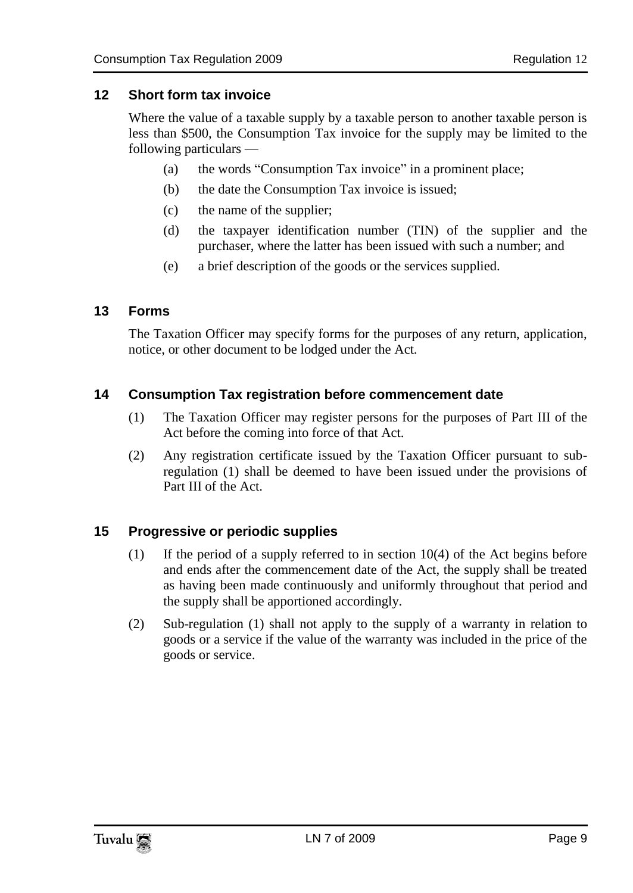## 12 Short form tax invoice

Where the value of a taxable supply by a taxable person to another taxable person is less than $500, the Consumption Tax invoice for the supply may be limited to the following particulars —

(a) the words “Consumption Tax invoice” in a prominent place;

(b) the date the Consumption Tax invoice is issued;

(c) the name of the supplier;

(d) the taxpayer identification number (TIN) of the supplier and the purchaser, where the latter has been issued with such a number; and

(e) a brief description of the goods or the services supplied.

## 13 Forms

The Taxation Officer may specify forms for the purposes of any return, application, notice, or other document to be lodged under the Act.

## 14 Consumption Tax registration before commencement date

(1) The Taxation Officer may register persons for the purposes of Part III of the Act before the coming into force of that Act.

(2) Any registration certificate issued by the Taxation Officer pursuant to sub-regulation (1) shall be deemed to have been issued under the provisions of Part III of the Act.

## 15 Progressive or periodic supplies

(1) If the period of a supply referred to in section 10(4) of the Act begins before and ends after the commencement date of the Act, the supply shall be treated as having been made continuously and uniformly throughout that period and the supply shall be apportioned accordingly.

(2) Sub-regulation (1) shall not apply to the supply of a warranty in relation to goods or a service if the value of the warranty was included in the price of the goods or service.